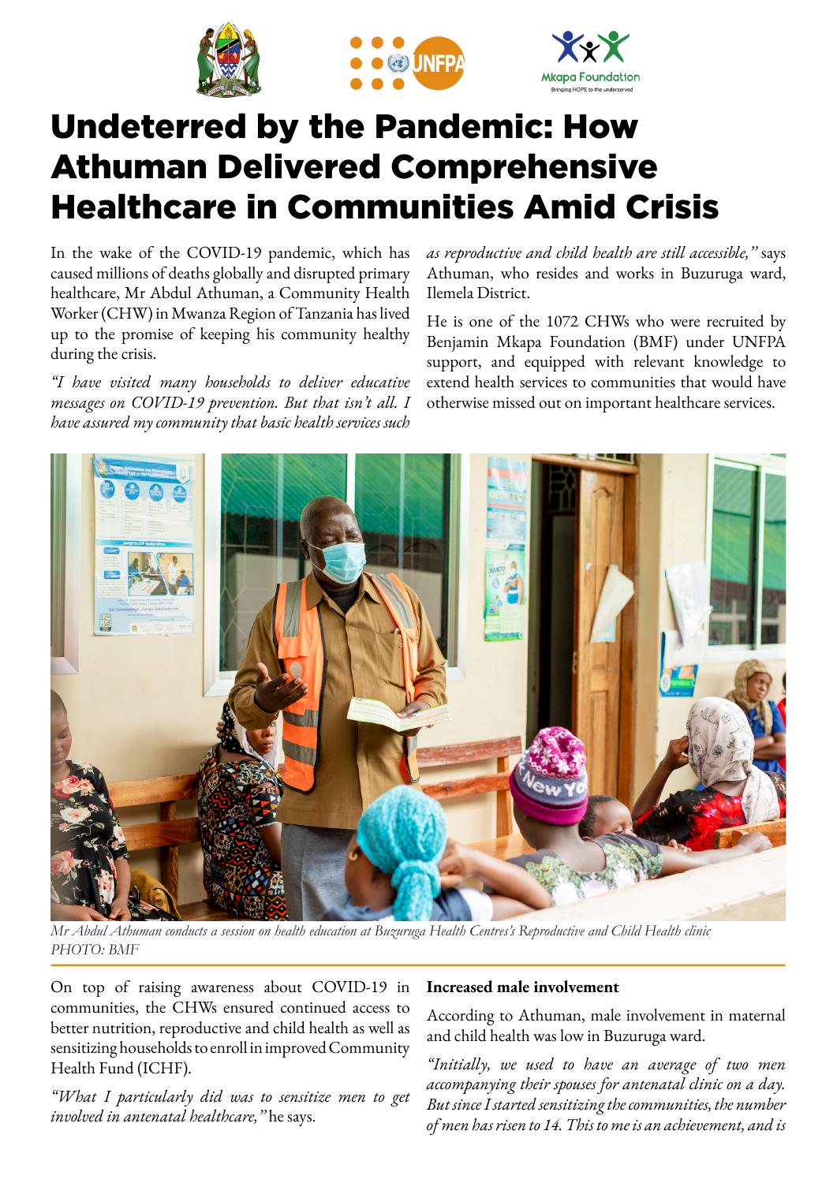# Undeterred by the Pandemic: How Athuman Delivered Comprehensive Healthcare in Communities Amid Crisis

In the wake of the COVID-19 pandemic, which has caused millions of deaths globally and disrupted primary healthcare, Mr Abdul Athuman, a Community Health Worker (CHW) in Mwanza Region of Tanzania has lived up to the promise of keeping his community healthy during the crisis.

*"I have visited many households to deliver educative messages on COVID-19 prevention. But that isn't all. I have assured my community that basic health services such as reproductive and child health are still accessible,"* says Athuman, who resides and works in Buzuruga ward, Ilemela District.

He is one of the 1072 CHWs who were recruited by Benjamin Mkapa Foundation (BMF) under UNFPA support, and equipped with relevant knowledge to extend health services to communities that would have otherwise missed out on important healthcare services.

*Mr Abdul Athuman conducts a session on health education at Buzuruga Health Centres's Reproductive and Child Health clinic*
*PHOTO: BMF*

On top of raising awareness about COVID-19 in communities, the CHWs ensured continued access to better nutrition, reproductive and child health as well as sensitizing households to enroll in improved Community Health Fund (ICHF).

*"What I particularly did was to sensitize men to get involved in antenatal healthcare,"* he says.

**Increased male involvement**

According to Athuman, male involvement in maternal and child health was low in Buzuruga ward.

*"Initially, we used to have an average of two men accompanying their spouses for antenatal clinic on a day. But since I started sensitizing the communities, the number of men has risen to 14. This to me is an achievement, and is*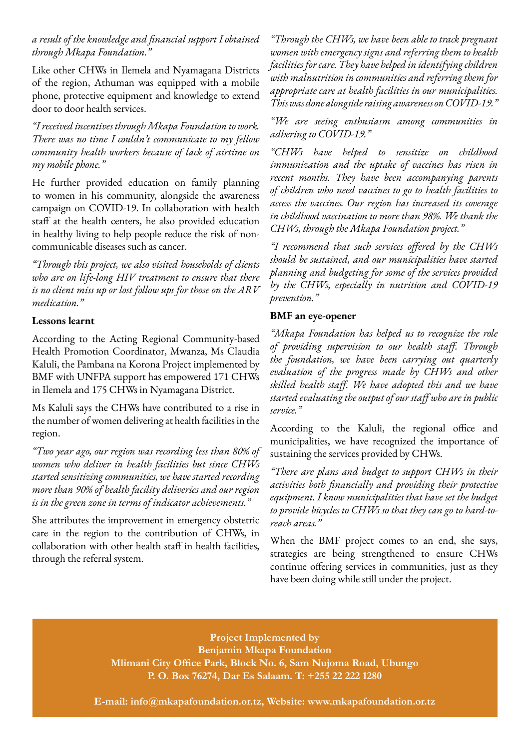*a result of the knowledge and financial support I obtained through Mkapa Foundation."*

Like other CHWs in Ilemela and Nyamagana Districts of the region, Athuman was equipped with a mobile phone, protective equipment and knowledge to extend door to door health services.

*"I received incentives through Mkapa Foundation to work. There was no time I couldn't communicate to my fellow community health workers because of lack of airtime on my mobile phone."*

He further provided education on family planning to women in his community, alongside the awareness campaign on COVID-19. In collaboration with health staff at the health centers, he also provided education in healthy living to help people reduce the risk of non-communicable diseases such as cancer.

*"Through this project, we also visited households of clients who are on life-long HIV treatment to ensure that there is no client miss up or lost follow ups for those on the ARV medication."*

**Lessons learnt**

According to the Acting Regional Community-based Health Promotion Coordinator, Mwanza, Ms Claudia Kaluli, the Pambana na Korona Project implemented by BMF with UNFPA support has empowered 171 CHWs in Ilemela and 175 CHWs in Nyamagana District.

Ms Kaluli says the CHWs have contributed to a rise in the number of women delivering at health facilities in the region.

*"Two year ago, our region was recording less than 80% of women who deliver in health facilities but since CHWs started sensitizing communities, we have started recording more than 90% of health facility deliveries and our region is in the green zone in terms of indicator achievements."*

She attributes the improvement in emergency obstetric care in the region to the contribution of CHWs, in collaboration with other health staff in health facilities, through the referral system.

*"Through the CHWs, we have been able to track pregnant women with emergency signs and referring them to health facilities for care. They have helped in identifying children with malnutrition in communities and referring them for appropriate care at health facilities in our municipalities. This was done alongside raising awareness on COVID-19."*

*"We are seeing enthusiasm among communities in adhering to COVID-19."*

*"CHWs have helped to sensitize on childhood immunization and the uptake of vaccines has risen in recent months. They have been accompanying parents of children who need vaccines to go to health facilities to access the vaccines. Our region has increased its coverage in childhood vaccination to more than 98%. We thank the CHWs, through the Mkapa Foundation project."*

*"I recommend that such services offered by the CHWs should be sustained, and our municipalities have started planning and budgeting for some of the services provided by the CHWs, especially in nutrition and COVID-19 prevention."*

**BMF an eye-opener**

*"Mkapa Foundation has helped us to recognize the role of providing supervision to our health staff. Through the foundation, we have been carrying out quarterly evaluation of the progress made by CHWs and other skilled health staff. We have adopted this and we have started evaluating the output of our staff who are in public service."*

According to the Kaluli, the regional office and municipalities, we have recognized the importance of sustaining the services provided by CHWs.

*"There are plans and budget to support CHWs in their activities both financially and providing their protective equipment. I know municipalities that have set the budget to provide bicycles to CHWs so that they can go to hard-to-reach areas."*

When the BMF project comes to an end, she says, strategies are being strengthened to ensure CHWs continue offering services in communities, just as they have been doing while still under the project.

**Project Implemented by**
**Benjamin Mkapa Foundation**
**Mlimani City Office Park, Block No. 6, Sam Nujoma Road, Ubungo**
**P. O. Box 76274, Dar Es Salaam. T: +255 22 222 1280**

**E-mail: info@mkapafoundation.or.tz, Website: www.mkapafoundation.or.tz**